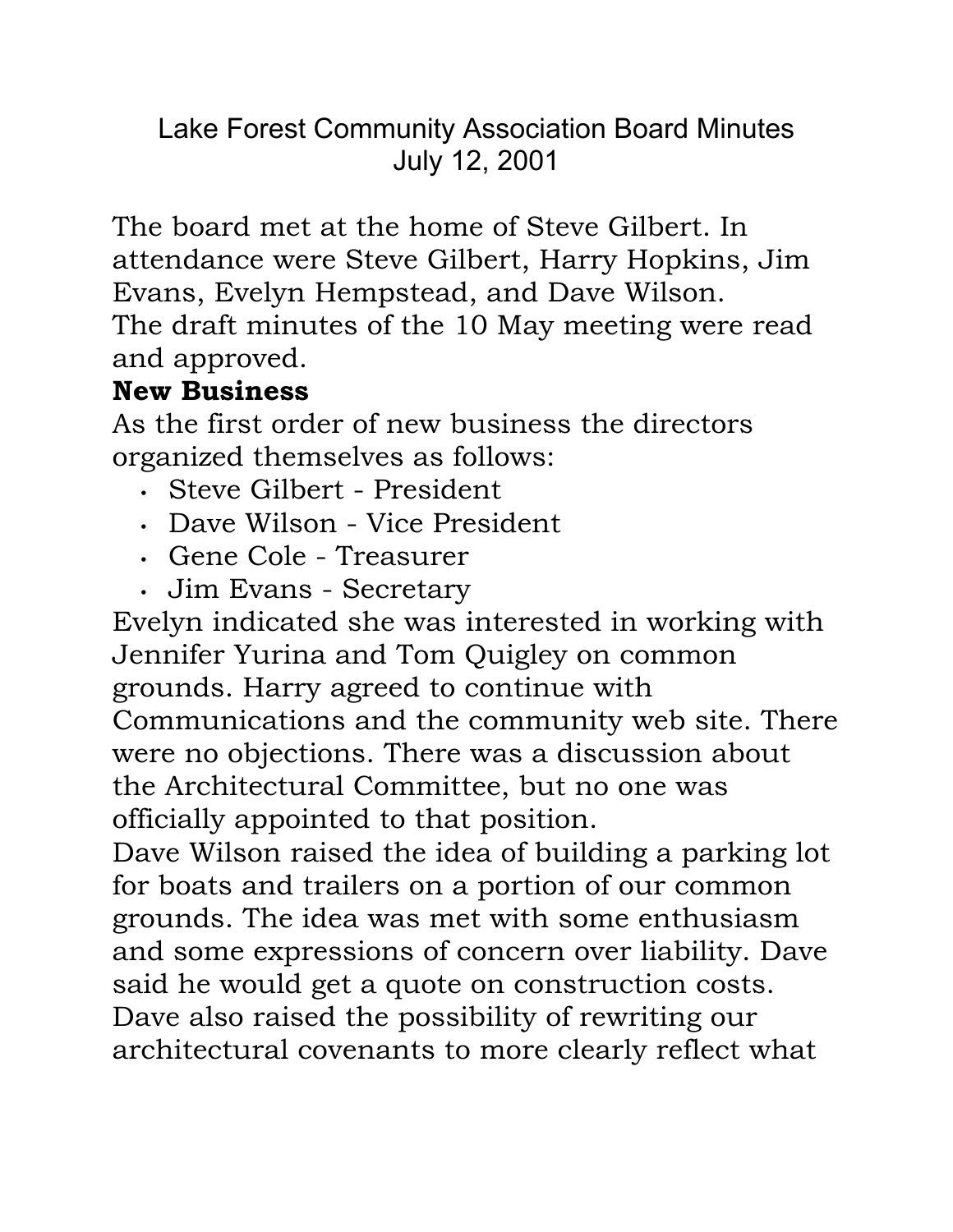# Lake Forest Community Association Board Minutes
## July 12, 2001

The board met at the home of Steve Gilbert. In attendance were Steve Gilbert, Harry Hopkins, Jim Evans, Evelyn Hempstead, and Dave Wilson.
The draft minutes of the 10 May meeting were read and approved.

**New Business**

As the first order of new business the directors organized themselves as follows:

- Steve Gilbert - President
- Dave Wilson - Vice President
- Gene Cole - Treasurer
- Jim Evans - Secretary

Evelyn indicated she was interested in working with Jennifer Yurina and Tom Quigley on common grounds. Harry agreed to continue with Communications and the community web site. There were no objections. There was a discussion about the Architectural Committee, but no one was officially appointed to that position.
Dave Wilson raised the idea of building a parking lot for boats and trailers on a portion of our common grounds. The idea was met with some enthusiasm and some expressions of concern over liability. Dave said he would get a quote on construction costs.
Dave also raised the possibility of rewriting our architectural covenants to more clearly reflect what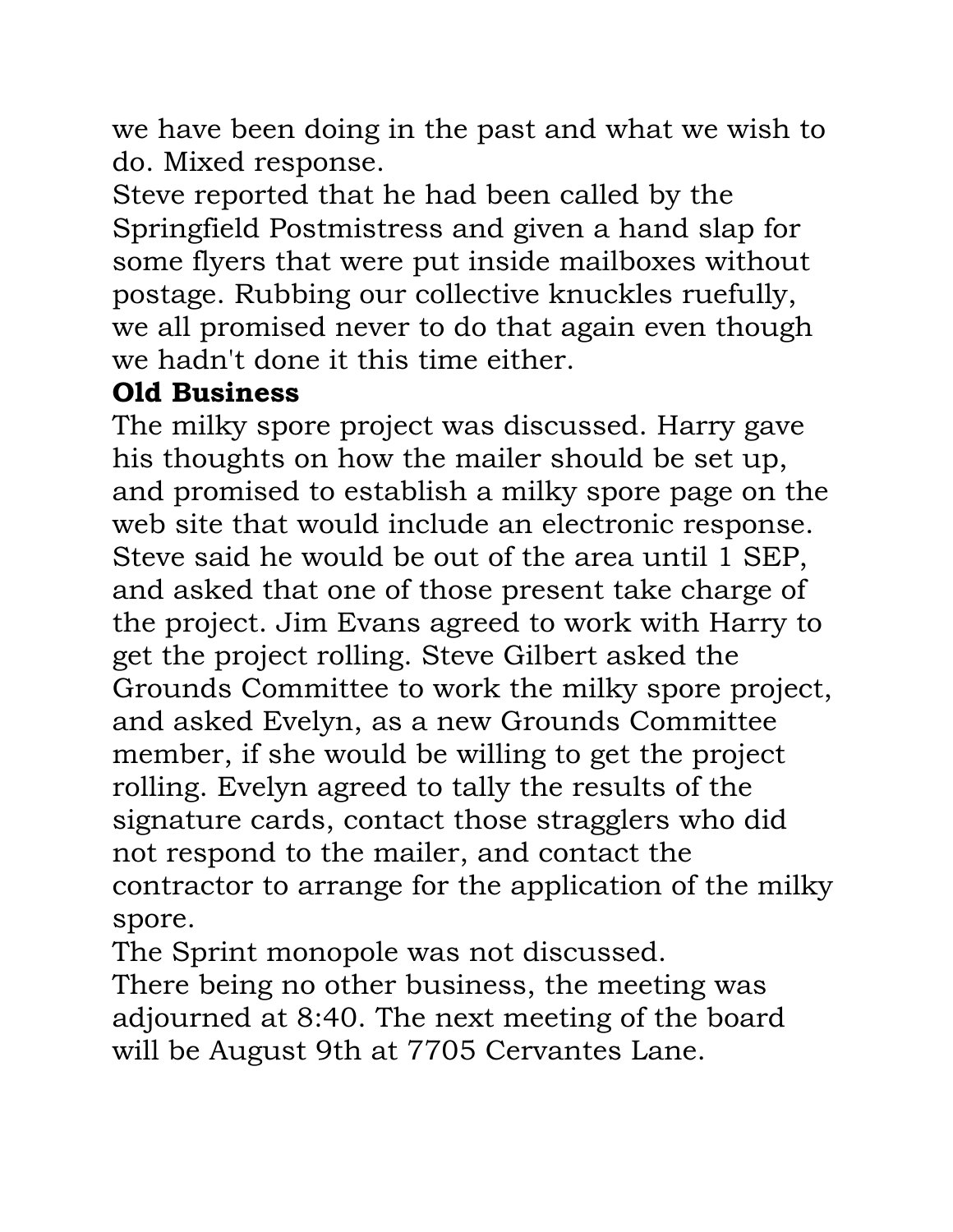we have been doing in the past and what we wish to do. Mixed response.

Steve reported that he had been called by the Springfield Postmistress and given a hand slap for some flyers that were put inside mailboxes without postage. Rubbing our collective knuckles ruefully, we all promised never to do that again even though we hadn't done it this time either.

**Old Business**

The milky spore project was discussed. Harry gave his thoughts on how the mailer should be set up, and promised to establish a milky spore page on the web site that would include an electronic response. Steve said he would be out of the area until 1 SEP, and asked that one of those present take charge of the project. Jim Evans agreed to work with Harry to get the project rolling. Steve Gilbert asked the Grounds Committee to work the milky spore project, and asked Evelyn, as a new Grounds Committee member, if she would be willing to get the project rolling. Evelyn agreed to tally the results of the signature cards, contact those stragglers who did not respond to the mailer, and contact the contractor to arrange for the application of the milky spore.

The Sprint monopole was not discussed.

There being no other business, the meeting was adjourned at 8:40. The next meeting of the board will be August 9th at 7705 Cervantes Lane.